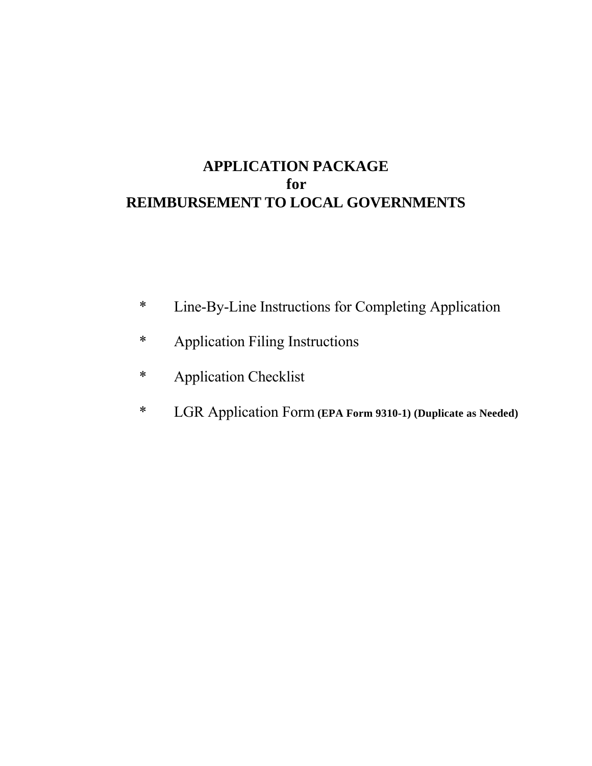# APPLICATION PACKAGE
# for
# REIMBURSEMENT TO LOCAL GOVERNMENTS

* Line-By-Line Instructions for Completing Application
* Application Filing Instructions
* Application Checklist
* LGR Application Form **(EPA Form 9310-1) (Duplicate as Needed)**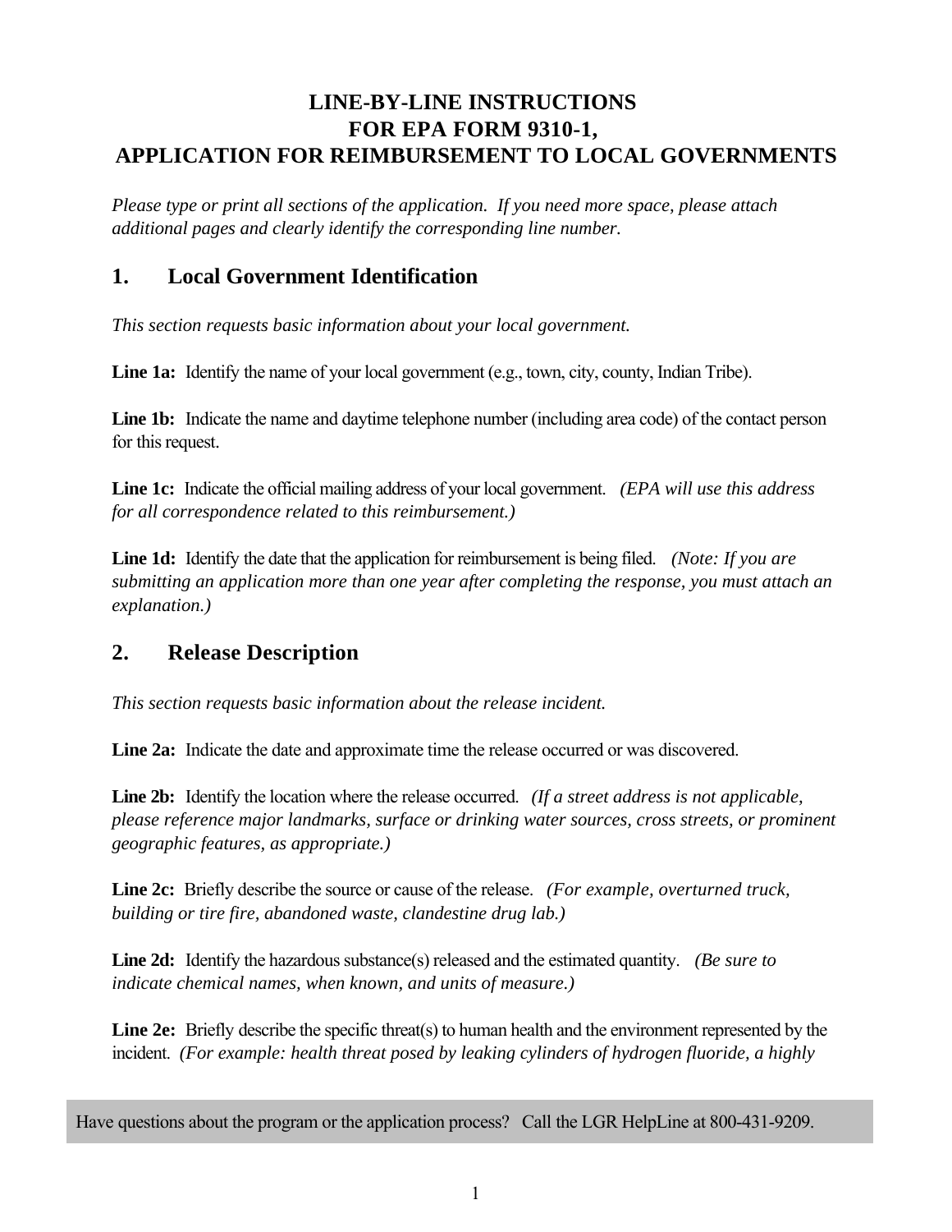# LINE-BY-LINE INSTRUCTIONS FOR EPA FORM 9310-1, APPLICATION FOR REIMBURSEMENT TO LOCAL GOVERNMENTS

*Please type or print all sections of the application. If you need more space, please attach additional pages and clearly identify the corresponding line number.*

## 1. Local Government Identification

*This section requests basic information about your local government.*

**Line 1a:** Identify the name of your local government (e.g., town, city, county, Indian Tribe).

**Line 1b:** Indicate the name and daytime telephone number (including area code) of the contact person for this request.

**Line 1c:** Indicate the official mailing address of your local government. *(EPA will use this address for all correspondence related to this reimbursement.)*

**Line 1d:** Identify the date that the application for reimbursement is being filed. *(Note: If you are submitting an application more than one year after completing the response, you must attach an explanation.)*

## 2. Release Description

*This section requests basic information about the release incident.*

**Line 2a:** Indicate the date and approximate time the release occurred or was discovered.

**Line 2b:** Identify the location where the release occurred. *(If a street address is not applicable, please reference major landmarks, surface or drinking water sources, cross streets, or prominent geographic features, as appropriate.)*

**Line 2c:** Briefly describe the source or cause of the release. *(For example, overturned truck, building or tire fire, abandoned waste, clandestine drug lab.)*

**Line 2d:** Identify the hazardous substance(s) released and the estimated quantity. *(Be sure to indicate chemical names, when known, and units of measure.)*

**Line 2e:** Briefly describe the specific threat(s) to human health and the environment represented by the incident. *(For example: health threat posed by leaking cylinders of hydrogen fluoride, a highly*

Have questions about the program or the application process? Call the LGR HelpLine at 800-431-9209.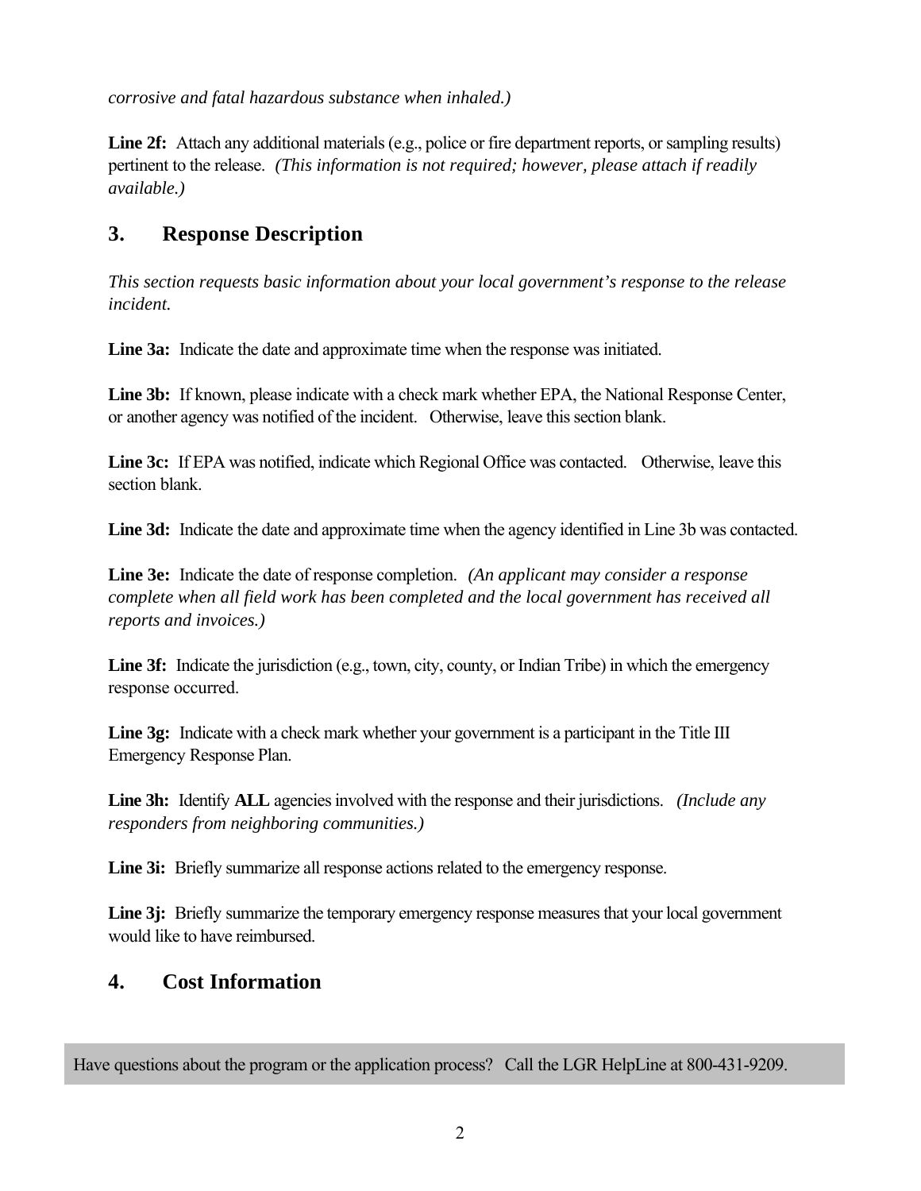*corrosive and fatal hazardous substance when inhaled.)*

**Line 2f:** Attach any additional materials (e.g., police or fire department reports, or sampling results) pertinent to the release. *(This information is not required; however, please attach if readily available.)*

## 3. Response Description

*This section requests basic information about your local government's response to the release incident.*

**Line 3a:** Indicate the date and approximate time when the response was initiated.

**Line 3b:** If known, please indicate with a check mark whether EPA, the National Response Center, or another agency was notified of the incident. Otherwise, leave this section blank.

**Line 3c:** If EPA was notified, indicate which Regional Office was contacted. Otherwise, leave this section blank.

**Line 3d:** Indicate the date and approximate time when the agency identified in Line 3b was contacted.

**Line 3e:** Indicate the date of response completion. *(An applicant may consider a response complete when all field work has been completed and the local government has received all reports and invoices.)*

**Line 3f:** Indicate the jurisdiction (e.g., town, city, county, or Indian Tribe) in which the emergency response occurred.

**Line 3g:** Indicate with a check mark whether your government is a participant in the Title III Emergency Response Plan.

**Line 3h:** Identify **ALL** agencies involved with the response and their jurisdictions. *(Include any responders from neighboring communities.)*

**Line 3i:** Briefly summarize all response actions related to the emergency response.

**Line 3j:** Briefly summarize the temporary emergency response measures that your local government would like to have reimbursed.

## 4. Cost Information

Have questions about the program or the application process? Call the LGR HelpLine at 800-431-9209.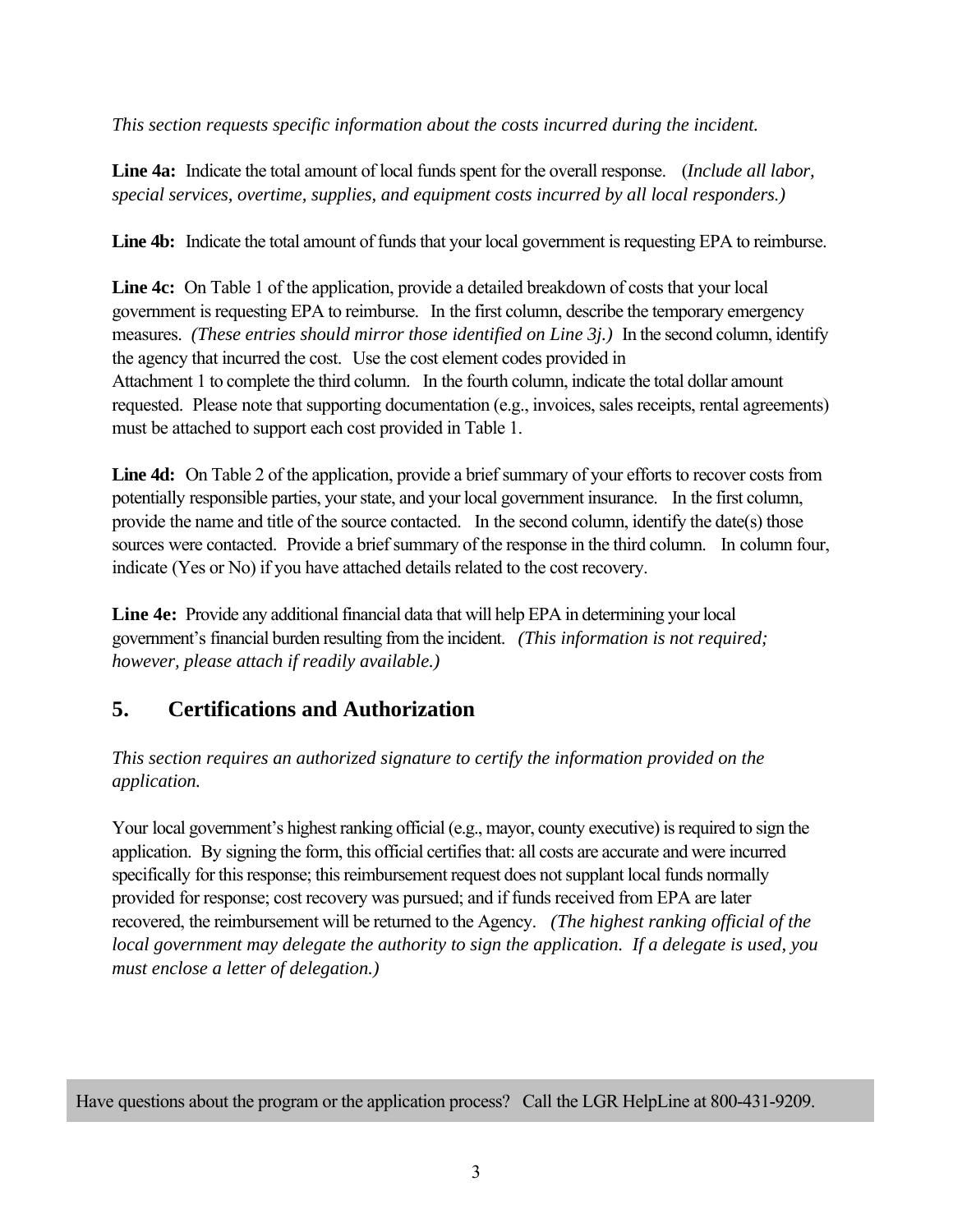*This section requests specific information about the costs incurred during the incident.*

**Line 4a:** Indicate the total amount of local funds spent for the overall response. (*Include all labor, special services, overtime, supplies, and equipment costs incurred by all local responders.)*

**Line 4b:** Indicate the total amount of funds that your local government is requesting EPA to reimburse.

**Line 4c:** On Table 1 of the application, provide a detailed breakdown of costs that your local government is requesting EPA to reimburse. In the first column, describe the temporary emergency measures. *(These entries should mirror those identified on Line 3j.)* In the second column, identify the agency that incurred the cost. Use the cost element codes provided in Attachment 1 to complete the third column. In the fourth column, indicate the total dollar amount requested. Please note that supporting documentation (e.g., invoices, sales receipts, rental agreements) must be attached to support each cost provided in Table 1.

**Line 4d:** On Table 2 of the application, provide a brief summary of your efforts to recover costs from potentially responsible parties, your state, and your local government insurance. In the first column, provide the name and title of the source contacted. In the second column, identify the date(s) those sources were contacted. Provide a brief summary of the response in the third column. In column four, indicate (Yes or No) if you have attached details related to the cost recovery.

**Line 4e:** Provide any additional financial data that will help EPA in determining your local government's financial burden resulting from the incident. *(This information is not required; however, please attach if readily available.)*

## 5. Certifications and Authorization

*This section requires an authorized signature to certify the information provided on the application.*

Your local government's highest ranking official (e.g., mayor, county executive) is required to sign the application. By signing the form, this official certifies that: all costs are accurate and were incurred specifically for this response; this reimbursement request does not supplant local funds normally provided for response; cost recovery was pursued; and if funds received from EPA are later recovered, the reimbursement will be returned to the Agency. *(The highest ranking official of the local government may delegate the authority to sign the application. If a delegate is used, you must enclose a letter of delegation.)*

Have questions about the program or the application process? Call the LGR HelpLine at 800-431-9209.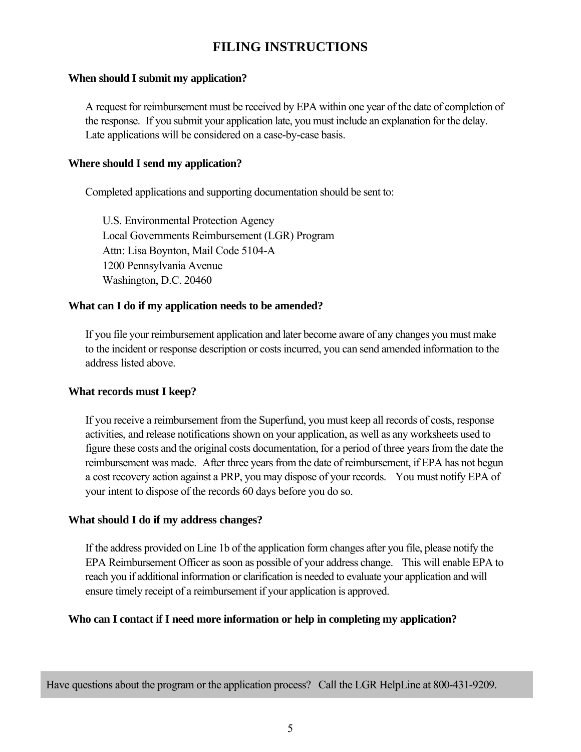# FILING INSTRUCTIONS

**When should I submit my application?**

A request for reimbursement must be received by EPA within one year of the date of completion of the response. If you submit your application late, you must include an explanation for the delay. Late applications will be considered on a case-by-case basis.

**Where should I send my application?**

Completed applications and supporting documentation should be sent to:

U.S. Environmental Protection Agency
Local Governments Reimbursement (LGR) Program
Attn: Lisa Boynton, Mail Code 5104-A
1200 Pennsylvania Avenue
Washington, D.C. 20460

**What can I do if my application needs to be amended?**

If you file your reimbursement application and later become aware of any changes you must make to the incident or response description or costs incurred, you can send amended information to the address listed above.

**What records must I keep?**

If you receive a reimbursement from the Superfund, you must keep all records of costs, response activities, and release notifications shown on your application, as well as any worksheets used to figure these costs and the original costs documentation, for a period of three years from the date the reimbursement was made. After three years from the date of reimbursement, if EPA has not begun a cost recovery action against a PRP, you may dispose of your records. You must notify EPA of your intent to dispose of the records 60 days before you do so.

**What should I do if my address changes?**

If the address provided on Line 1b of the application form changes after you file, please notify the EPA Reimbursement Officer as soon as possible of your address change. This will enable EPA to reach you if additional information or clarification is needed to evaluate your application and will ensure timely receipt of a reimbursement if your application is approved.

**Who can I contact if I need more information or help in completing my application?**

Have questions about the program or the application process? Call the LGR HelpLine at 800-431-9209.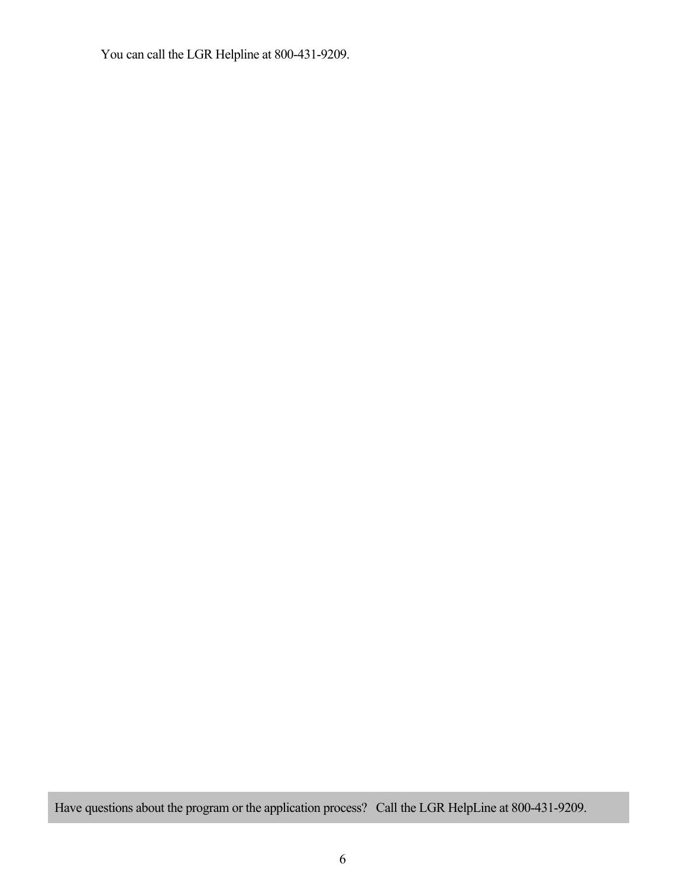You can call the LGR Helpline at 800-431-9209.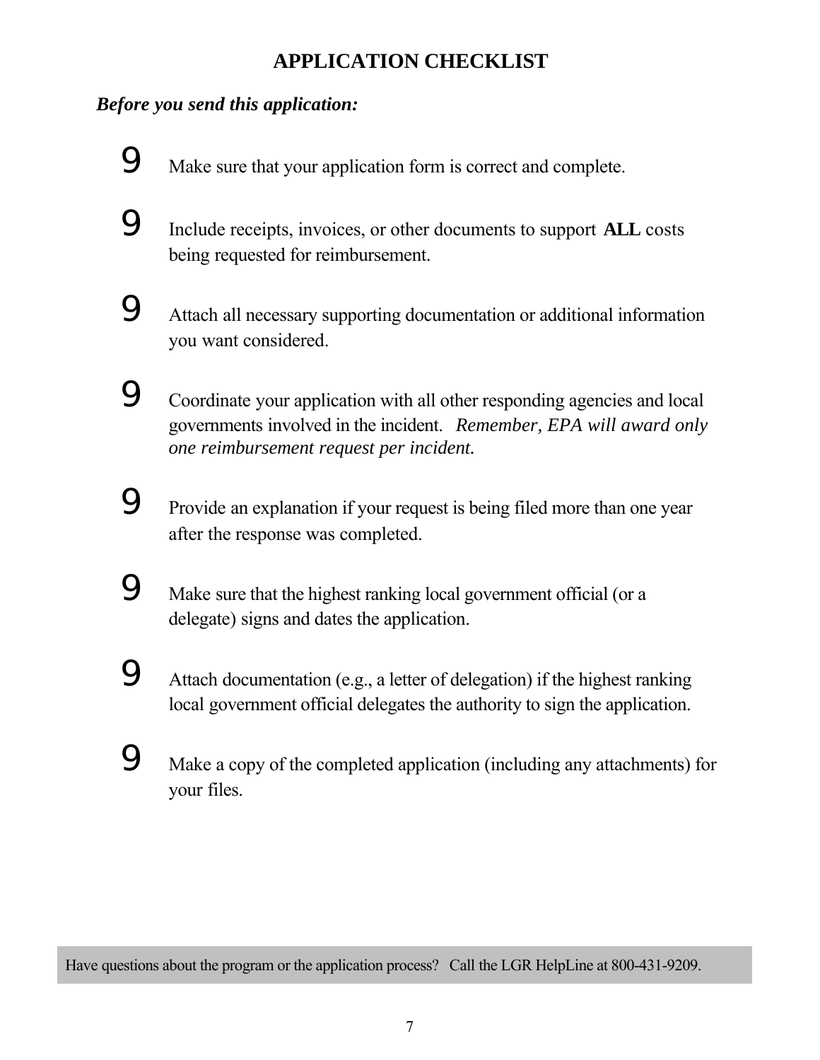## APPLICATION CHECKLIST

***Before you send this application:***

- Make sure that your application form is correct and complete.
- Include receipts, invoices, or other documents to support **ALL** costs being requested for reimbursement.
- Attach all necessary supporting documentation or additional information you want considered.
- Coordinate your application with all other responding agencies and local governments involved in the incident. *Remember, EPA will award only one reimbursement request per incident.*
- Provide an explanation if your request is being filed more than one year after the response was completed.
- Make sure that the highest ranking local government official (or a delegate) signs and dates the application.
- Attach documentation (e.g., a letter of delegation) if the highest ranking local government official delegates the authority to sign the application.
- Make a copy of the completed application (including any attachments) for your files.

Have questions about the program or the application process? Call the LGR HelpLine at 800-431-9209.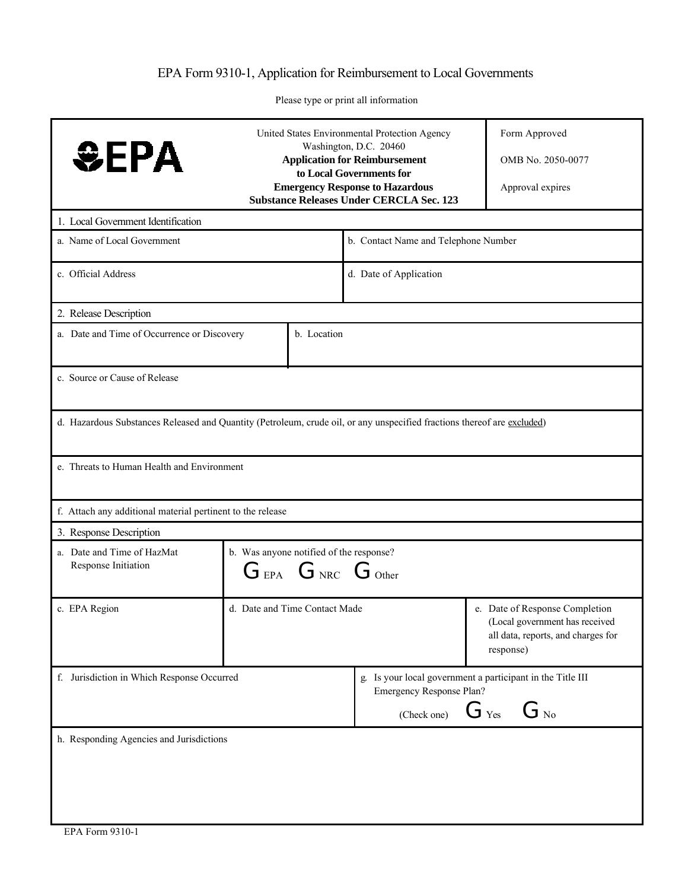# EPA Form 9310-1, Application for Reimbursement to Local Governments

Please type or print all information

| EPA | United States Environmental Protection Agency<br>Washington, D.C. 20460<br>**Application for Reimbursement to Local Governments for Emergency Response to Hazardous Substance Releases Under CERCLA Sec. 123** | Form Approved<br><br>OMB No. 2050-0077<br><br>Approval expires |
|---|---|---|

**1. Local Government Identification**

| a. Name of Local Government | b. Contact Name and Telephone Number |
|---|---|
| c. Official Address | d. Date of Application |

**2. Release Description**

| a. Date and Time of Occurrence or Discovery | b. Location |
|---|---|

c. Source or Cause of Release

d. Hazardous Substances Released and Quantity (Petroleum, crude oil, or any unspecified fractions thereof are excluded)

e. Threats to Human Health and Environment

f. Attach any additional material pertinent to the release

**3. Response Description**

| a. Date and Time of HazMat Response Initiation | b. Was anyone notified of the response?<br>G EPA G NRC G Other | |
|---|---|---|
| c. EPA Region | d. Date and Time Contact Made | e. Date of Response Completion (Local government has received all data, reports, and charges for response) |

| f. Jurisdiction in Which Response Occurred | g. Is your local government a participant in the Title III Emergency Response Plan?<br>(Check one) G Yes G No |
|---|---|

h. Responding Agencies and Jurisdictions

EPA Form 9310-1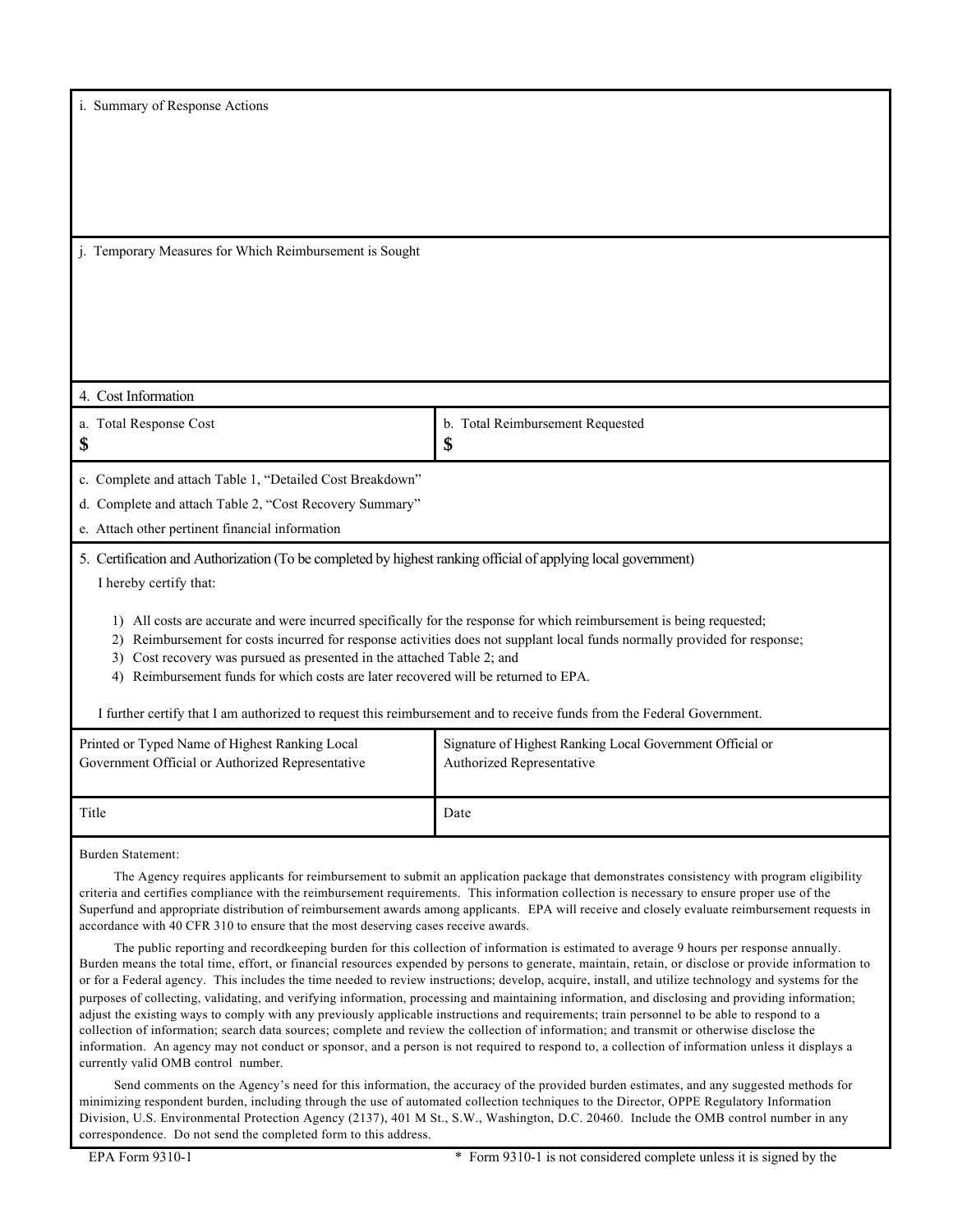i. Summary of Response Actions

j. Temporary Measures for Which Reimbursement is Sought

## 4. Cost Information

| a. Total Response Cost | b. Total Reimbursement Requested |
|---|---|
| **$** | **$** |

c. Complete and attach Table 1, "Detailed Cost Breakdown"

d. Complete and attach Table 2, "Cost Recovery Summary"

e. Attach other pertinent financial information

## 5. Certification and Authorization (To be completed by highest ranking official of applying local government)

I hereby certify that:

1) All costs are accurate and were incurred specifically for the response for which reimbursement is being requested;
2) Reimbursement for costs incurred for response activities does not supplant local funds normally provided for response;
3) Cost recovery was pursued as presented in the attached Table 2; and
4) Reimbursement funds for which costs are later recovered will be returned to EPA.

I further certify that I am authorized to request this reimbursement and to receive funds from the Federal Government.

| Printed or Typed Name of Highest Ranking Local Government Official or Authorized Representative | Signature of Highest Ranking Local Government Official or Authorized Representative |
|---|---|
| Title | Date |

Burden Statement:

The Agency requires applicants for reimbursement to submit an application package that demonstrates consistency with program eligibility criteria and certifies compliance with the reimbursement requirements. This information collection is necessary to ensure proper use of the Superfund and appropriate distribution of reimbursement awards among applicants. EPA will receive and closely evaluate reimbursement requests in accordance with 40 CFR 310 to ensure that the most deserving cases receive awards.

The public reporting and recordkeeping burden for this collection of information is estimated to average 9 hours per response annually. Burden means the total time, effort, or financial resources expended by persons to generate, maintain, retain, or disclose or provide information to or for a Federal agency. This includes the time needed to review instructions; develop, acquire, install, and utilize technology and systems for the purposes of collecting, validating, and verifying information, processing and maintaining information, and disclosing and providing information; adjust the existing ways to comply with any previously applicable instructions and requirements; train personnel to be able to respond to a collection of information; search data sources; complete and review the collection of information; and transmit or otherwise disclose the information. An agency may not conduct or sponsor, and a person is not required to respond to, a collection of information unless it displays a currently valid OMB control number.

Send comments on the Agency's need for this information, the accuracy of the provided burden estimates, and any suggested methods for minimizing respondent burden, including through the use of automated collection techniques to the Director, OPPE Regulatory Information Division, U.S. Environmental Protection Agency (2137), 401 M St., S.W., Washington, D.C. 20460. Include the OMB control number in any correspondence. Do not send the completed form to this address.

EPA Form 9310-1

* Form 9310-1 is not considered complete unless it is signed by the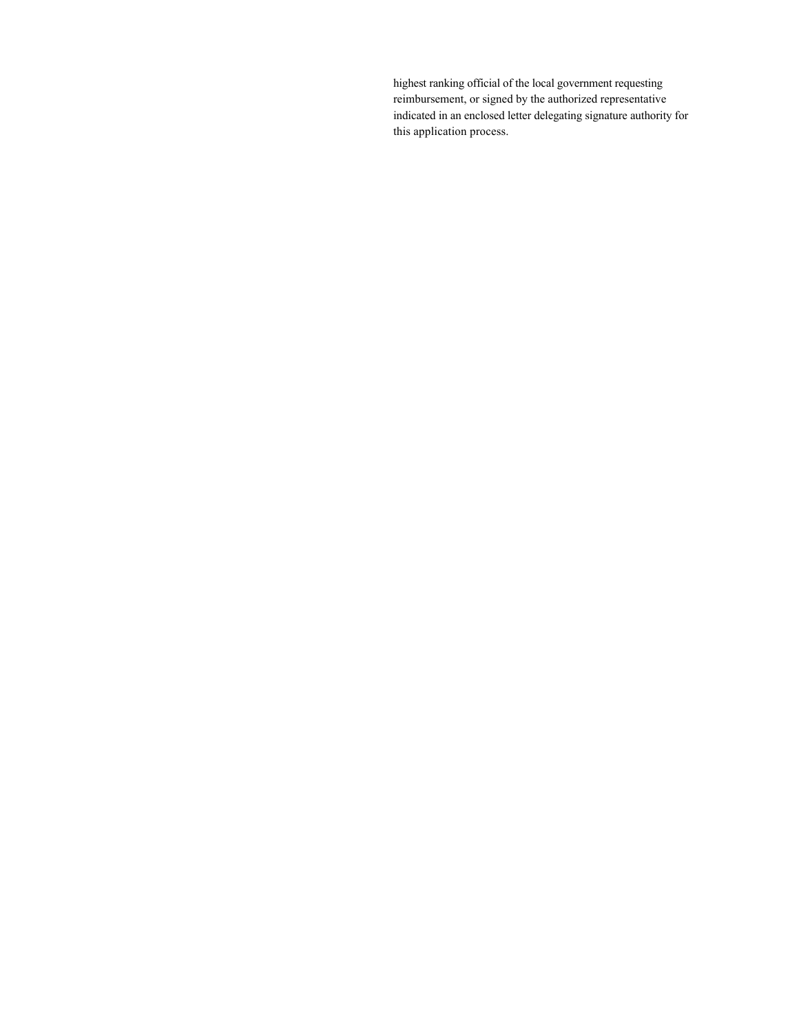highest ranking official of the local government requesting reimbursement, or signed by the authorized representative indicated in an enclosed letter delegating signature authority for this application process.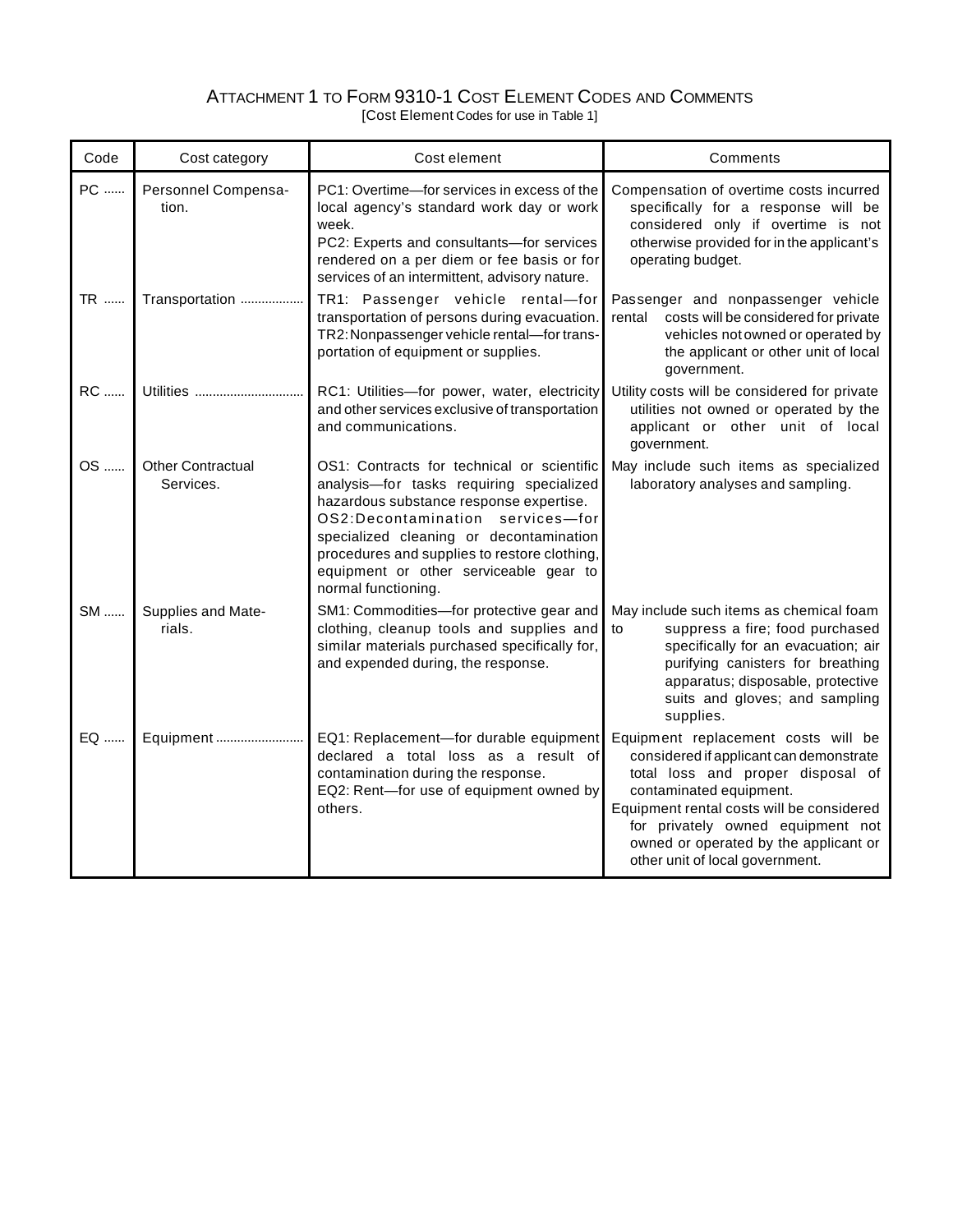# ATTACHMENT 1 TO FORM 9310-1 COST ELEMENT CODES AND COMMENTS

[Cost Element Codes for use in Table 1]

| Code | Cost category | Cost element | Comments |
|---|---|---|---|
| PC ...... | Personnel Compensation. | PC1: Overtime—for services in excess of the local agency's standard work day or work week.<br>PC2: Experts and consultants—for services rendered on a per diem or fee basis or for services of an intermittent, advisory nature. | Compensation of overtime costs incurred specifically for a response will be considered only if overtime is not otherwise provided for in the applicant's operating budget. |
| TR ...... | Transportation .................. | TR1: Passenger vehicle rental—for transportation of persons during evacuation.<br>TR2: Nonpassenger vehicle rental—for transportation of equipment or supplies. | Passenger and nonpassenger vehicle rental costs will be considered for private vehicles not owned or operated by the applicant or other unit of local government. |
| RC ...... | Utilities .............................. | RC1: Utilities—for power, water, electricity and other services exclusive of transportation and communications. | Utility costs will be considered for private utilities not owned or operated by the applicant or other unit of local government. |
| OS ...... | Other Contractual Services. | OS1: Contracts for technical or scientific analysis—for tasks requiring specialized hazardous substance response expertise.<br>OS2: Decontamination services—for specialized cleaning or decontamination procedures and supplies to restore clothing, equipment or other serviceable gear to normal functioning. | May include such items as specialized laboratory analyses and sampling. |
| SM ...... | Supplies and Materials. | SM1: Commodities—for protective gear and clothing, cleanup tools and supplies and similar materials purchased specifically for, and expended during, the response. | May include such items as chemical foam to suppress a fire; food purchased specifically for an evacuation; air purifying canisters for breathing apparatus; disposable, protective suits and gloves; and sampling supplies. |
| EQ ...... | Equipment ......................... | EQ1: Replacement—for durable equipment declared a total loss as a result of contamination during the response.<br>EQ2: Rent—for use of equipment owned by others. | Equipment replacement costs will be considered if applicant can demonstrate total loss and proper disposal of contaminated equipment.<br>Equipment rental costs will be considered for privately owned equipment not owned or operated by the applicant or other unit of local government. |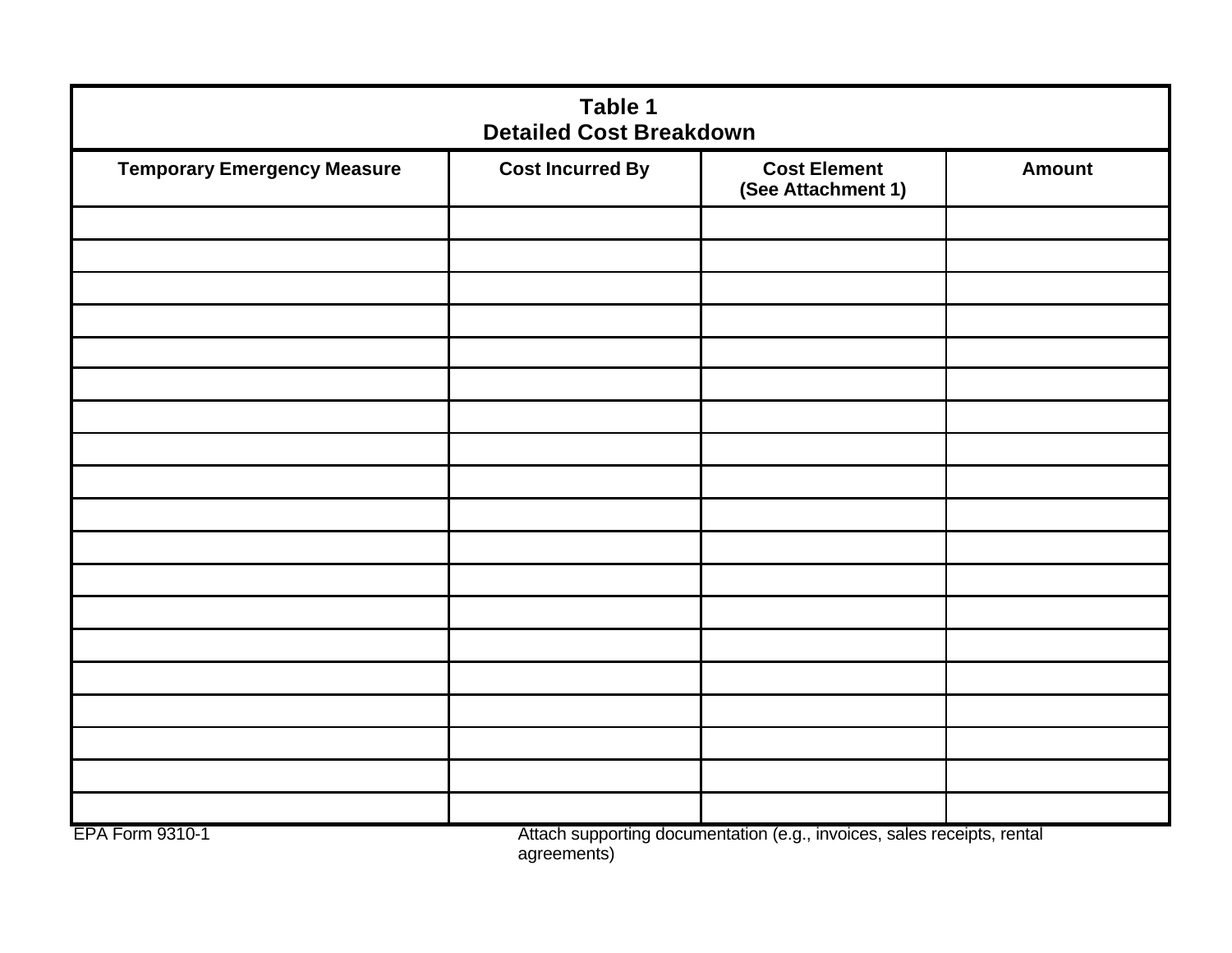## Table 1
## Detailed Cost Breakdown

| Temporary Emergency Measure | Cost Incurred By | Cost Element (See Attachment 1) | Amount |
|---|---|---|---|
| | | | |
| | | | |
| | | | |
| | | | |
| | | | |
| | | | |
| | | | |
| | | | |
| | | | |
| | | | |
| | | | |
| | | | |
| | | | |
| | | | |
| | | | |
| | | | |
| | | | |
| | | | |
| | | | |

EPA Form 9310-1

Attach supporting documentation (e.g., invoices, sales receipts, rental agreements)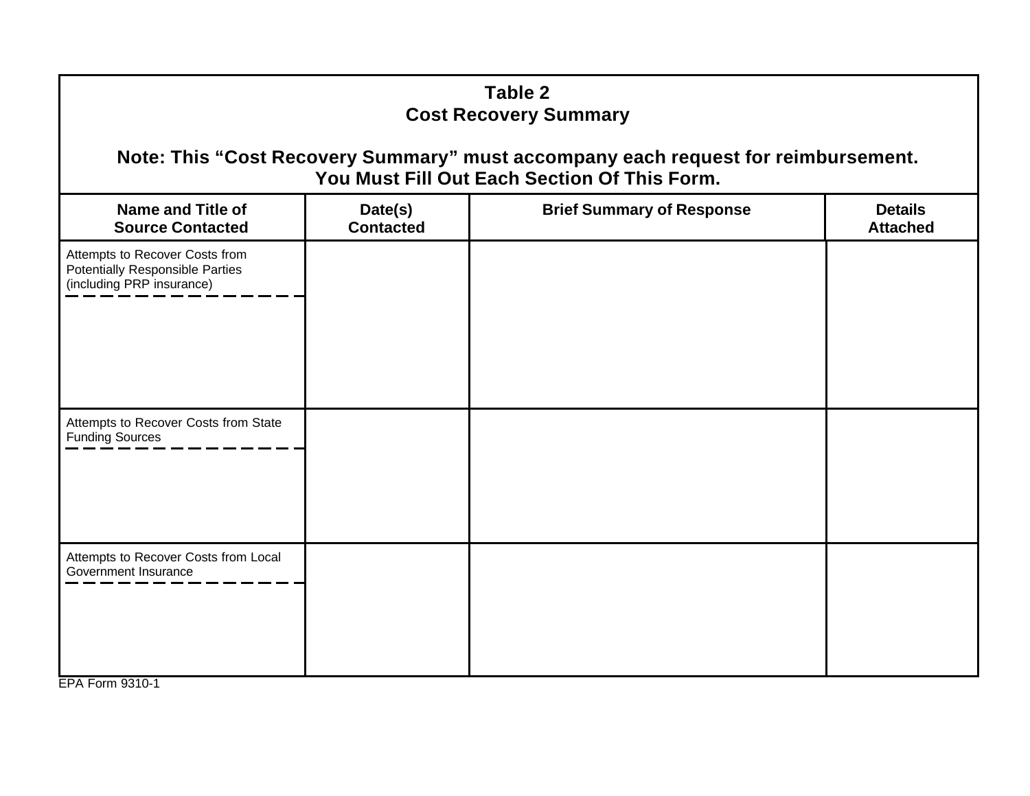**Table 2**
**Cost Recovery Summary**

**Note: This “Cost Recovery Summary” must accompany each request for reimbursement. You Must Fill Out Each Section Of This Form.**

| Name and Title of Source Contacted | Date(s) Contacted | Brief Summary of Response | Details Attached |
|---|---|---|---|
| Attempts to Recover Costs from Potentially Responsible Parties (including PRP insurance) | | | |
| Attempts to Recover Costs from State Funding Sources | | | |
| Attempts to Recover Costs from Local Government Insurance | | | |

EPA Form 9310-1